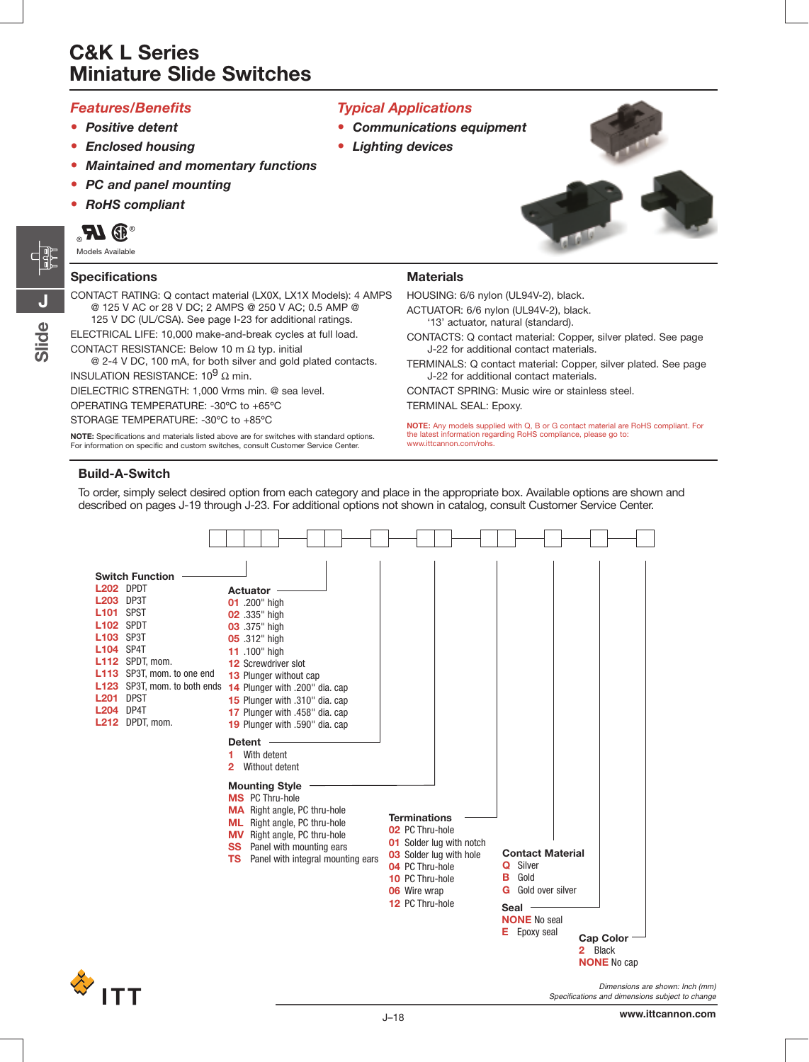# C&K L Series
# Miniature Slide Switches

## Features/Benefits

- *Positive detent*
- *Enclosed housing*
- *Maintained and momentary functions*
- *PC and panel mounting*
- *RoHS compliant*

Models Available

## Typical Applications

- *Communications equipment*
- *Lighting devices*

## Specifications

CONTACT RATING: Q contact material (LX0X, LX1X Models): 4 AMPS @ 125 V AC or 28 V DC; 2 AMPS @ 250 V AC; 0.5 AMP @ 125 V DC (UL/CSA). See page I-23 for additional ratings.

ELECTRICAL LIFE: 10,000 make-and-break cycles at full load.

CONTACT RESISTANCE: Below 10 m Ω typ. initial @ 2-4 V DC, 100 mA, for both silver and gold plated contacts.

INSULATION RESISTANCE: $10^9$ Ω min.

DIELECTRIC STRENGTH: 1,000 Vrms min. @ sea level.

OPERATING TEMPERATURE: -30ºC to +65ºC

STORAGE TEMPERATURE: -30ºC to +85ºC

**NOTE:** Specifications and materials listed above are for switches with standard options. For information on specific and custom switches, consult Customer Service Center.

## Materials

HOUSING: 6/6 nylon (UL94V-2), black.

ACTUATOR: 6/6 nylon (UL94V-2), black. '13' actuator, natural (standard).

CONTACTS: Q contact material: Copper, silver plated. See page J-22 for additional contact materials.

TERMINALS: Q contact material: Copper, silver plated. See page J-22 for additional contact materials.

CONTACT SPRING: Music wire or stainless steel.

TERMINAL SEAL: Epoxy.

**NOTE:** Any models supplied with Q, B or G contact material are RoHS compliant. For the latest information regarding RoHS compliance, please go to: www.ittcannon.com/rohs.

## Build-A-Switch

To order, simply select desired option from each category and place in the appropriate box. Available options are shown and described on pages J-19 through J-23. For additional options not shown in catalog, consult Customer Service Center.

### Switch Function

- **L202** DPDT
- **L203** DP3T
- **L101** SPST
- **L102** SPDT
- **L103** SP3T
- **L104** SP4T
- **L112** SPDT, mom.
- **L113** SP3T, mom. to one end
- **L123** SP3T, mom. to both ends
- **L201** DPST
- **L204** DP4T
- **L212** DPDT, mom.

### Actuator

- **01** .200" high
- **02** .335" high
- **03** .375" high
- **05** .312" high
- **11** .100" high
- **12** Screwdriver slot
- **13** Plunger without cap
- **14** Plunger with .200" dia. cap
- **15** Plunger with .310" dia. cap
- **17** Plunger with .458" dia. cap
- **19** Plunger with .590" dia. cap

### Detent

- **1** With detent
- **2** Without detent

### Mounting Style

- **MS** PC Thru-hole
- **MA** Right angle, PC thru-hole
- **ML** Right angle, PC thru-hole
- **MV** Right angle, PC thru-hole
- **SS** Panel with mounting ears
- **TS** Panel with integral mounting ears

### Terminations

- **02** PC Thru-hole
- **01** Solder lug with notch
- **03** Solder lug with hole
- **04** PC Thru-hole
- **10** PC Thru-hole
- **06** Wire wrap
- **12** PC Thru-hole

### Contact Material

- **Q** Silver
- **B** Gold
- **G** Gold over silver

### Seal

- **NONE** No seal
- **E** Epoxy seal

### Cap Color

- **2** Black
- **NONE** No cap

*Dimensions are shown: Inch (mm)*
*Specifications and dimensions subject to change*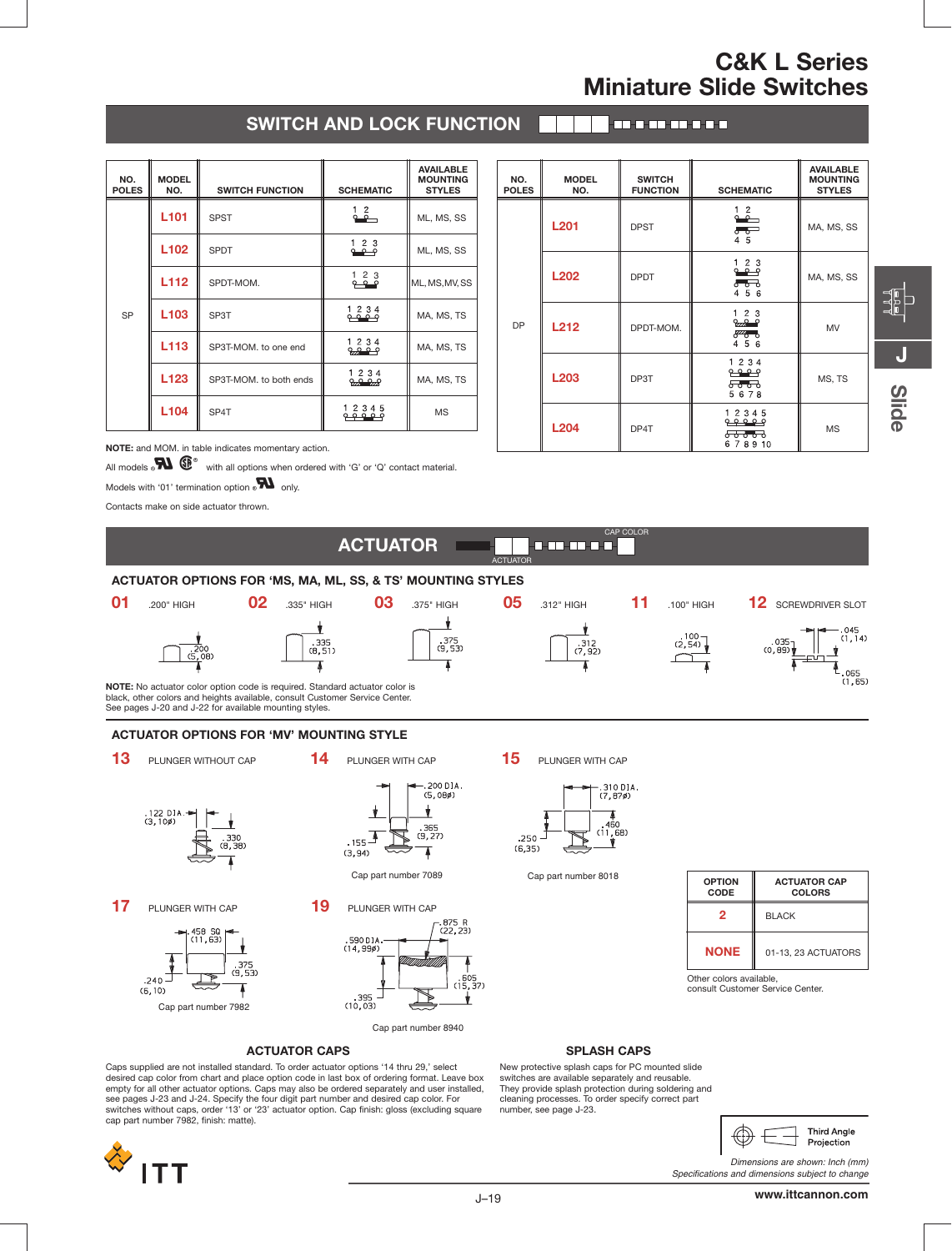# C&K L Series
# Miniature Slide Switches

## SWITCH AND LOCK FUNCTION

| NO. POLES | MODEL NO. | SWITCH FUNCTION | SCHEMATIC | AVAILABLE MOUNTING STYLES |
|---|---|---|---|---|
| SP | L101 | SPST | 1 2 | ML, MS, SS |
| | L102 | SPDT | 1 2 3 | ML, MS, SS |
| | L112 | SPDT-MOM. | 1 2 3 | ML, MS, MV, SS |
| | L103 | SP3T | 1 2 3 4 | MA, MS, TS |
| | L113 | SP3T-MOM. to one end | 1 2 3 4 | MA, MS, TS |
| | L123 | SP3T-MOM. to both ends | 1 2 3 4 | MA, MS, TS |
| | L104 | SP4T | 1 2 3 4 5 | MS |

| NO. POLES | MODEL NO. | SWITCH FUNCTION | SCHEMATIC | AVAILABLE MOUNTING STYLES |
|---|---|---|---|---|
| DP | L201 | DPST | 1 2 / 4 5 | MA, MS, SS |
| | L202 | DPDT | 1 2 3 / 4 5 6 | MA, MS, SS |
| | L212 | DPDT-MOM. | 1 2 3 / 4 5 6 | MV |
| | L203 | DP3T | 1 2 3 4 / 5 6 7 8 | MS, TS |
| | L204 | DP4T | 1 2 3 4 5 / 6 7 8 9 10 | MS |

**NOTE:** and MOM. in table indicates momentary action.

All models with all options when ordered with 'G' or 'Q' contact material.

Models with '01' termination option only.

Contacts make on side actuator thrown.

## ACTUATOR

CAP COLOR

ACTUATOR

### ACTUATOR OPTIONS FOR 'MS, MA, ML, SS, & TS' MOUNTING STYLES

**01** .200" HIGH — .200 (5,08)

**02** .335" HIGH — .335 (8,51)

**03** .375" HIGH — .375 (9,53)

**05** .312" HIGH — .312 (7,92)

**11** .100" HIGH — .100 (2,54)

**12** SCREWDRIVER SLOT — .045 (1,14), .035 (0,89), .065 (1,65)

**NOTE:** No actuator color option code is required. Standard actuator color is black, other colors and heights available, consult Customer Service Center. See pages J-20 and J-22 for available mounting styles.

### ACTUATOR OPTIONS FOR 'MV' MOUNTING STYLE

**13** PLUNGER WITHOUT CAP — .122 DIA. (3,10ø), .330 (8,38)

**14** PLUNGER WITH CAP — .200 DIA. (5,08ø), .365 (9,27), .155 (3,94)

Cap part number 7089

**15** PLUNGER WITH CAP — .310 DIA. (7,87ø), .460 (11,68), .250 (6,35)

Cap part number 8018

**17** PLUNGER WITH CAP — .458 SQ (11,63), .375 (9,53), .240 (6,10)

Cap part number 7982

**19** PLUNGER WITH CAP — .875 R (22,23), .590 DIA. (14,99ø), .605 (15,37), .395 (10,03)

Cap part number 8940

| OPTION CODE | ACTUATOR CAP COLORS |
|---|---|
| 2 | BLACK |
| NONE | 01-13, 23 ACTUATORS |

Other colors available, consult Customer Service Center.

### ACTUATOR CAPS

Caps supplied are not installed standard. To order actuator options '14 thru 29,' select desired cap color from chart and place option code in last box of ordering format. Leave box empty for all other actuator options. Caps may also be ordered separately and user installed, see pages J-23 and J-24. Specify the four digit part number and desired cap color. For switches without caps, order '13' or '23' actuator option. Cap finish: gloss (excluding square cap part number 7982, finish: matte).

### SPLASH CAPS

New protective splash caps for PC mounted slide switches are available separately and reusable. They provide splash protection during soldering and cleaning processes. To order specify correct part number, see page J-23.

Third Angle Projection

*Dimensions are shown: Inch (mm)*
*Specifications and dimensions subject to change*

www.ittcannon.com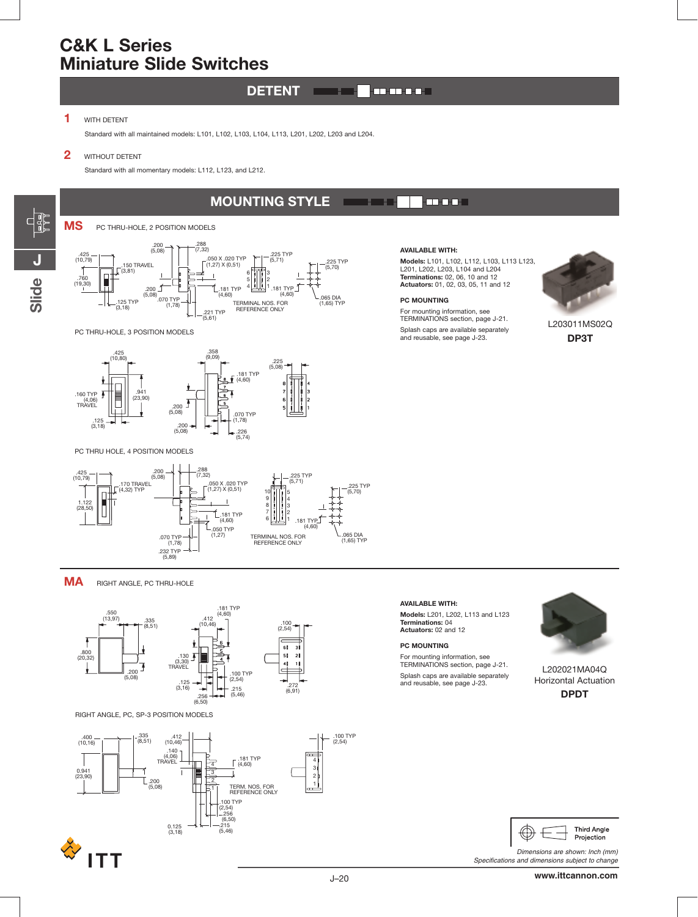# C&K L Series
# Miniature Slide Switches

## DETENT

**1** WITH DETENT

Standard with all maintained models: L101, L102, L103, L104, L113, L201, L202, L203 and L204.

**2** WITHOUT DETENT

Standard with all momentary models: L112, L123, and L212.

## MOUNTING STYLE

**MS** PC THRU-HOLE, 2 POSITION MODELS

PC THRU-HOLE, 3 POSITION MODELS

PC THRU HOLE, 4 POSITION MODELS

TERMINAL NOS. FOR REFERENCE ONLY

**AVAILABLE WITH:**

**Models:** L101, L102, L112, L103, L113 L123, L201, L202, L203, L104 and L204
**Terminations:** 02, 06, 10 and 12
**Actuators:** 01, 02, 03, 05, 11 and 12

**PC MOUNTING**

For mounting information, see TERMINATIONS section, page J-21.

Splash caps are available separately and reusable, see page J-23.

L203011MS02Q
**DP3T**

**MA** RIGHT ANGLE, PC THRU-HOLE

RIGHT ANGLE, PC, SP-3 POSITION MODELS

TERM. NOS. FOR REFERENCE ONLY

**AVAILABLE WITH:**

**Models:** L201, L202, L113 and L123
**Terminations:** 04
**Actuators:** 02 and 12

**PC MOUNTING**

For mounting information, see TERMINATIONS section, page J-21.

Splash caps are available separately and reusable, see page J-23.

L202021MA04Q
Horizontal Actuation
**DPDT**

Third Angle Projection

*Dimensions are shown: Inch (mm)*
*Specifications and dimensions subject to change*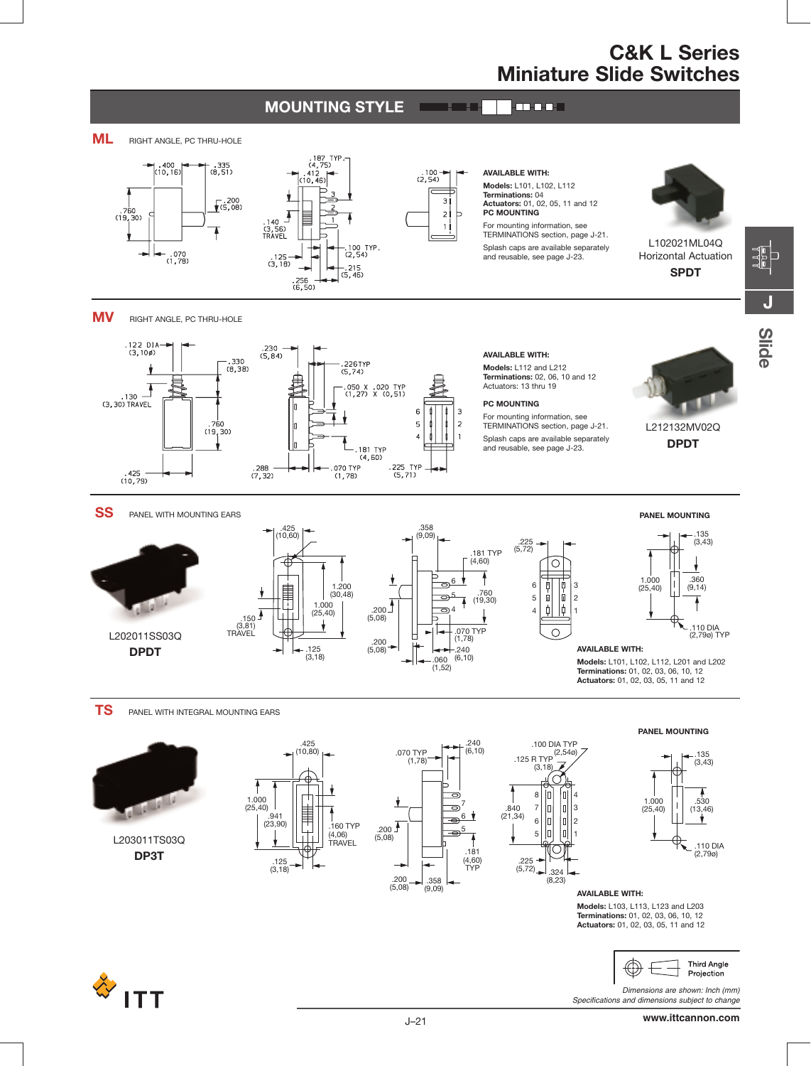# C&K L Series
# Miniature Slide Switches

## MOUNTING STYLE

### ML RIGHT ANGLE, PC THRU-HOLE

**AVAILABLE WITH:**

**Models:** L101, L102, L112
**Terminations:** 04
**Actuators:** 01, 02, 05, 11 and 12
**PC MOUNTING**

For mounting information, see TERMINATIONS section, page J-21.

Splash caps are available separately and reusable, see page J-23.

L102021ML04Q
Horizontal Actuation
**SPDT**

### MV RIGHT ANGLE, PC THRU-HOLE

**AVAILABLE WITH:**

**Models:** L112 and L212
**Terminations:** 02, 06, 10 and 12
Actuators: 13 thru 19

**PC MOUNTING**

For mounting information, see TERMINATIONS section, page J-21.

Splash caps are available separately and reusable, see page J-23.

L212132MV02Q
**DPDT**

### SS PANEL WITH MOUNTING EARS

L202011SS03Q
**DPDT**

**PANEL MOUNTING**

**AVAILABLE WITH:**

**Models:** L101, L102, L112, L201 and L202
**Terminations:** 01, 02, 03, 06, 10, 12
**Actuators:** 01, 02, 03, 05, 11 and 12

### TS PANEL WITH INTEGRAL MOUNTING EARS

L203011TS03Q
**DP3T**

**PANEL MOUNTING**

**AVAILABLE WITH:**

**Models:** L103, L113, L123 and L203
**Terminations:** 01, 02, 03, 06, 10, 12
**Actuators:** 01, 02, 03, 05, 11 and 12

Third Angle Projection

*Dimensions are shown: Inch (mm)*
*Specifications and dimensions subject to change*

www.ittcannon.com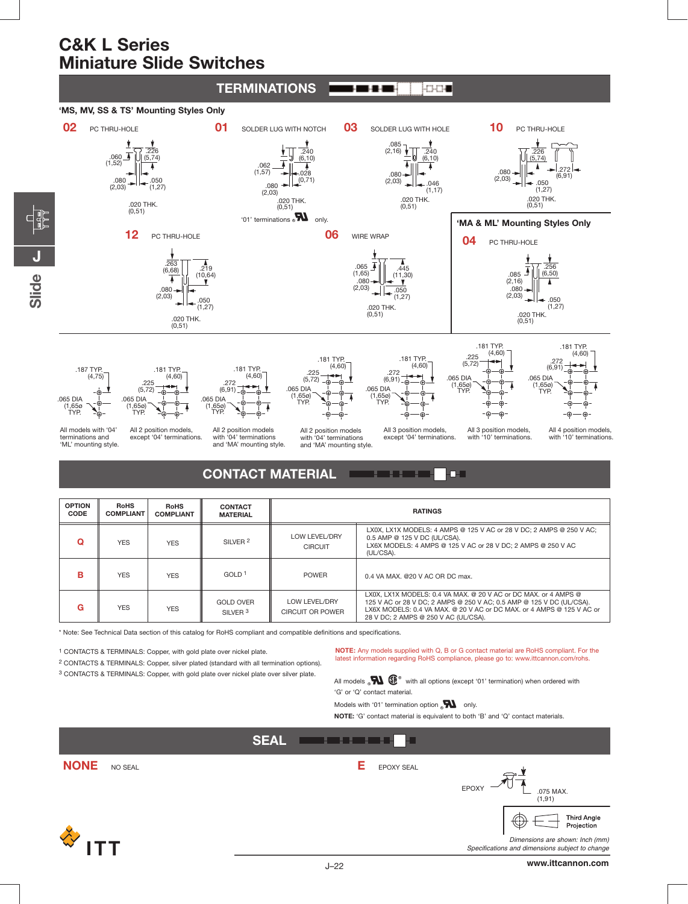# C&K L Series
# Miniature Slide Switches

## TERMINATIONS

**'MS, MV, SS & TS' Mounting Styles Only**

**02** PC THRU-HOLE
.060 (1,52); .226 (5,74); .080 (2,03); .050 (1,27); .020 THK. (0,51)

**01** SOLDER LUG WITH NOTCH
.062 (1,57); .240 (6,10); .028 (0,71); .080 (2,03); .020 THK. (0,51)

'01' terminations UL only.

**03** SOLDER LUG WITH HOLE
.085 (2,16); .240 (6,10); .080 (2,03); .046 (1,17); .020 THK. (0,51)

**10** PC THRU-HOLE
.226 (5,74); .080 (2,03); .272 (6,91); .050 (1,27); .020 THK. (0,51)

**12** PC THRU-HOLE
.263 (6,68); .219 (10,64); .080 (2,03); .050 (1,27); .020 THK. (0,51)

**06** WIRE WRAP
.065 (1,65); .445 (11,30); .080 (2,03); .050 (1,27); .020 THK. (0,51)

**'MA & ML' Mounting Styles Only**

**04** PC THRU-HOLE
.256 (6,50); .085 (2,16); .080 (2,03); .050 (1,27); .020 THK. (0,51)

- .187 TYP. (4,75); .065 DIA (1,65ø) TYP. — All models with '04' terminations and 'ML' mounting style.
- .181 TYP. (4,60); .225 (5,72); .065 DIA (1,65ø) TYP. — All 2 position models, except '04' terminations.
- .181 TYP. (4,60); .272 (6,91); .065 DIA (1,65ø) TYP. — All 2 position models with '04' terminations and 'MA' mounting style.
- .181 TYP. (4,60); .225 (5,72); .065 DIA (1,65ø) TYP. — All 2 position models with '04' terminations and 'MA' mounting style.
- .181 TYP. (4,60); .272 (6,91); .065 DIA (1,65ø) TYP. — All 3 position models, except '04' terminations.
- .181 TYP. (4,60); .225 (5,72); .065 DIA (1,65ø) TYP. — All 3 position models, with '10' terminations.
- .181 TYP. (4,60); .272 (6,91); .065 DIA (1,65ø) TYP. — All 4 position models, with '10' terminations.

## CONTACT MATERIAL

| OPTION CODE | RoHS COMPLIANT | RoHS COMPLIANT | CONTACT MATERIAL | RATINGS | |
|---|---|---|---|---|---|
| **Q** | YES | YES | SILVER [2] | LOW LEVEL/DRY CIRCUIT | LX0X, LX1X MODELS: 4 AMPS @ 125 V AC or 28 V DC; 2 AMPS @ 250 V AC; 0.5 AMP @ 125 V DC (UL/CSA). LX6X MODELS: 4 AMPS @ 125 V AC or 28 V DC; 2 AMPS @ 250 V AC (UL/CSA). |
| **B** | YES | YES | GOLD [1] | POWER | 0.4 VA MAX. @20 V AC OR DC max. |
| **G** | YES | YES | GOLD OVER SILVER [3] | LOW LEVEL/DRY CIRCUIT OR POWER | LX0X, LX1X MODELS: 0.4 VA MAX. @ 20 V AC or DC MAX. or 4 AMPS @ 125 V AC or 28 V DC; 2 AMPS @ 250 V AC; 0.5 AMP @ 125 V DC (UL/CSA). LX6X MODELS: 0.4 VA MAX. @ 20 V AC or DC MAX. or 4 AMPS @ 125 V AC or 28 V DC; 2 AMPS @ 250 V AC (UL/CSA). |

* Note: See Technical Data section of this catalog for RoHS compliant and compatible definitions and specifications.

[1] CONTACTS & TERMINALS: Copper, with gold plate over nickel plate.
[2] CONTACTS & TERMINALS: Copper, silver plated (standard with all termination options).
[3] CONTACTS & TERMINALS: Copper, with gold plate over nickel plate over silver plate.

**NOTE:** Any models supplied with Q, B or G contact material are RoHS compliant. For the latest information regarding RoHS compliance, please go to: www.ittcannon.com/rohs.

All models UL CSA with all options (except '01' termination) when ordered with 'G' or 'Q' contact material.

Models with '01' termination option UL only.

**NOTE:** 'G' contact material is equivalent to both 'B' and 'Q' contact materials.

## SEAL

**NONE** NO SEAL

**E** EPOXY SEAL

EPOXY; .075 MAX. (1,91)

Third Angle Projection

*Dimensions are shown: Inch (mm)*
*Specifications and dimensions subject to change*

www.ittcannon.com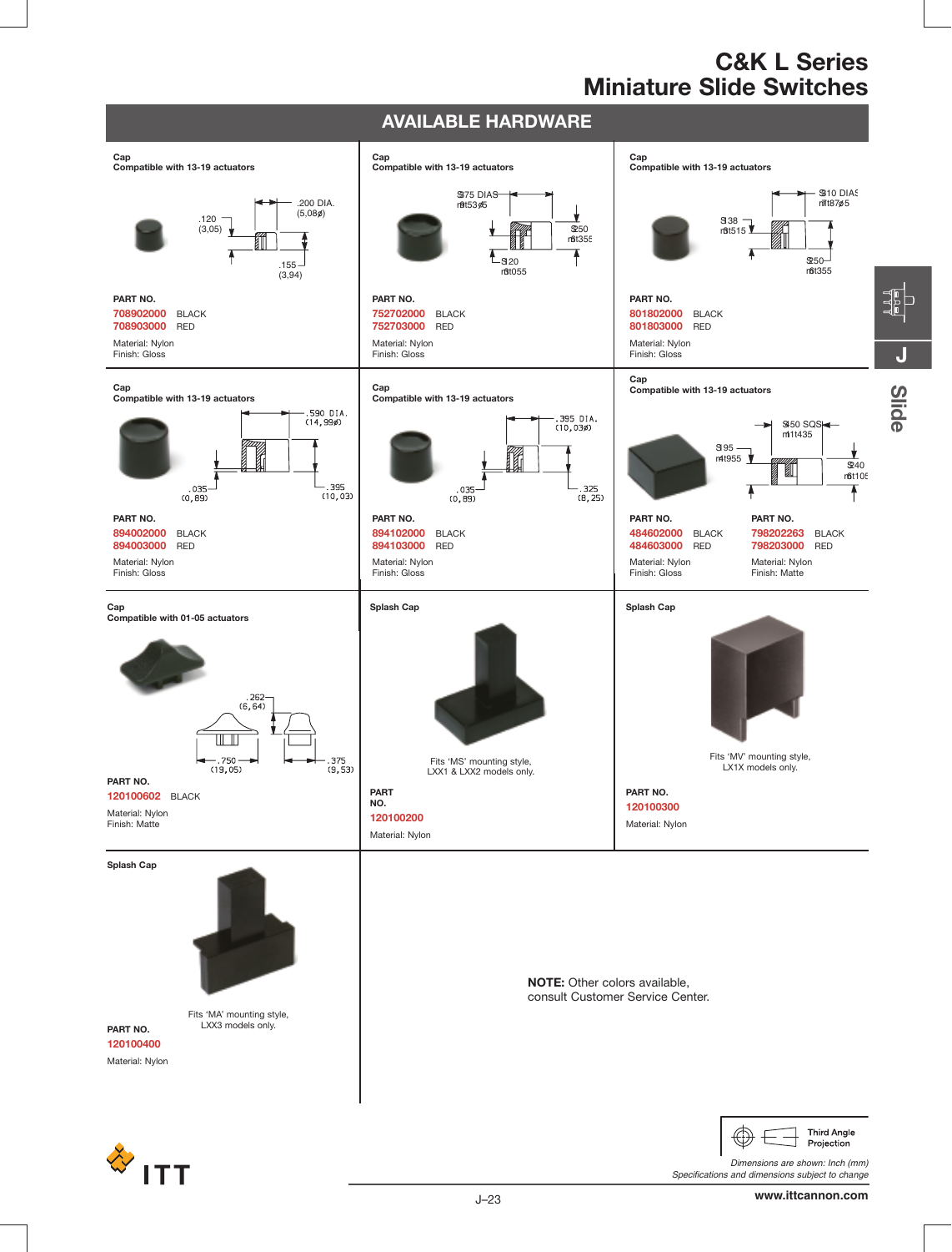# C&K L Series
# Miniature Slide Switches

## AVAILABLE HARDWARE

**Cap**
**Compatible with 13-19 actuators**

.200 DIA.
(5,08ø)
.120
(3,05)
.155
(3,94)

**PART NO.**

| | |
|---|---|
| 708902000 | BLACK |
| 708903000 | RED |

Material: Nylon
Finish: Gloss

**Cap**
**Compatible with 13-19 actuators**

.375 DIA.
(9,53ø)
.250
(6,35)
.120
(3,05)

**PART NO.**

| | |
|---|---|
| 752702000 | BLACK |
| 752703000 | RED |

Material: Nylon
Finish: Gloss

**Cap**
**Compatible with 13-19 actuators**

.310 DIA.
(7,87ø)
.138
(3,51)
.250
(6,35)

**PART NO.**

| | |
|---|---|
| 801802000 | BLACK |
| 801803000 | RED |

Material: Nylon
Finish: Gloss

**Cap**
**Compatible with 13-19 actuators**

.590 DIA.
(14,99ø)
.035
(0,89)
.395
(10,03)

**PART NO.**

| | |
|---|---|
| 894002000 | BLACK |
| 894003000 | RED |

Material: Nylon
Finish: Gloss

**Cap**
**Compatible with 13-19 actuators**

.395 DIA.
(10,03ø)
.035
(0,89)
.325
(8,25)

**PART NO.**

| | |
|---|---|
| 894102000 | BLACK |
| 894103000 | RED |

Material: Nylon
Finish: Gloss

**Cap**
**Compatible with 13-19 actuators**

.450 SQS
(11,43)
.195
(4,95)
.240
(6,10)

**PART NO.**

| | |
|---|---|
| 484602000 | BLACK |
| 484603000 | RED |

Material: Nylon
Finish: Gloss

**PART NO.**

| | |
|---|---|
| 798202263 | BLACK |
| 798203000 | RED |

Material: Nylon
Finish: Matte

**Cap**
**Compatible with 01-05 actuators**

.262
(6,64)
.750
(19,05)
.375
(9,53)

**PART NO.**

| | |
|---|---|
| 120100602 | BLACK |

Material: Nylon
Finish: Matte

**Splash Cap**

Fits 'MS' mounting style,
LXX1 & LXX2 models only.

**PART NO.**
120100200

Material: Nylon

**Splash Cap**

Fits 'MV' mounting style,
LX1X models only.

**PART NO.**
120100300

Material: Nylon

**Splash Cap**

Fits 'MA' mounting style,
LXX3 models only.

**PART NO.**
120100400

Material: Nylon

**NOTE:** Other colors available,
consult Customer Service Center.

Third Angle Projection

*Dimensions are shown: Inch (mm)*
*Specifications and dimensions subject to change*

www.ittcannon.com